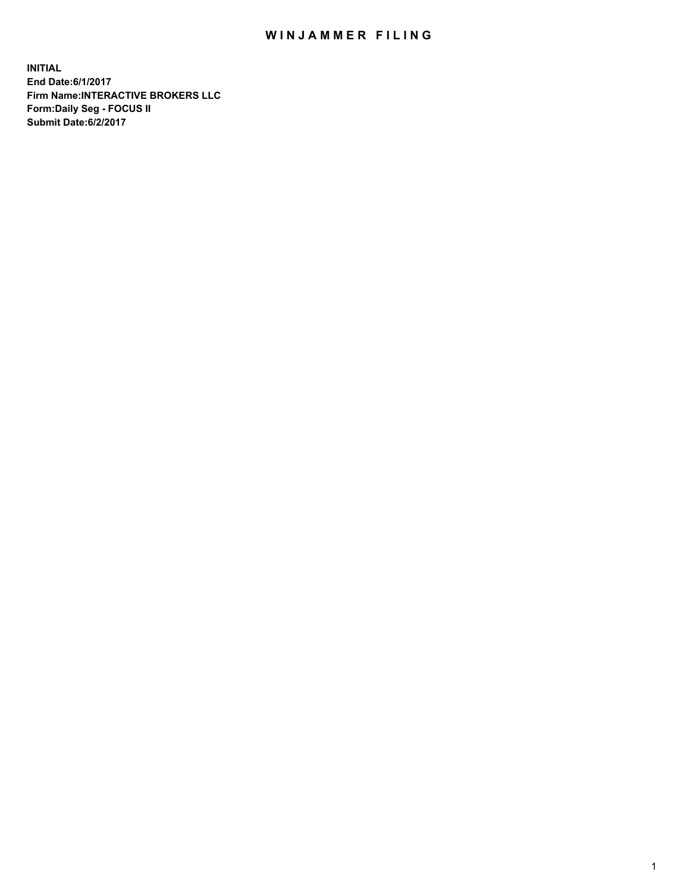# WINJAMMER FILING

**INITIAL**
**End Date:6/1/2017**
**Firm Name:INTERACTIVE BROKERS LLC**
**Form:Daily Seg - FOCUS II**
**Submit Date:6/2/2017**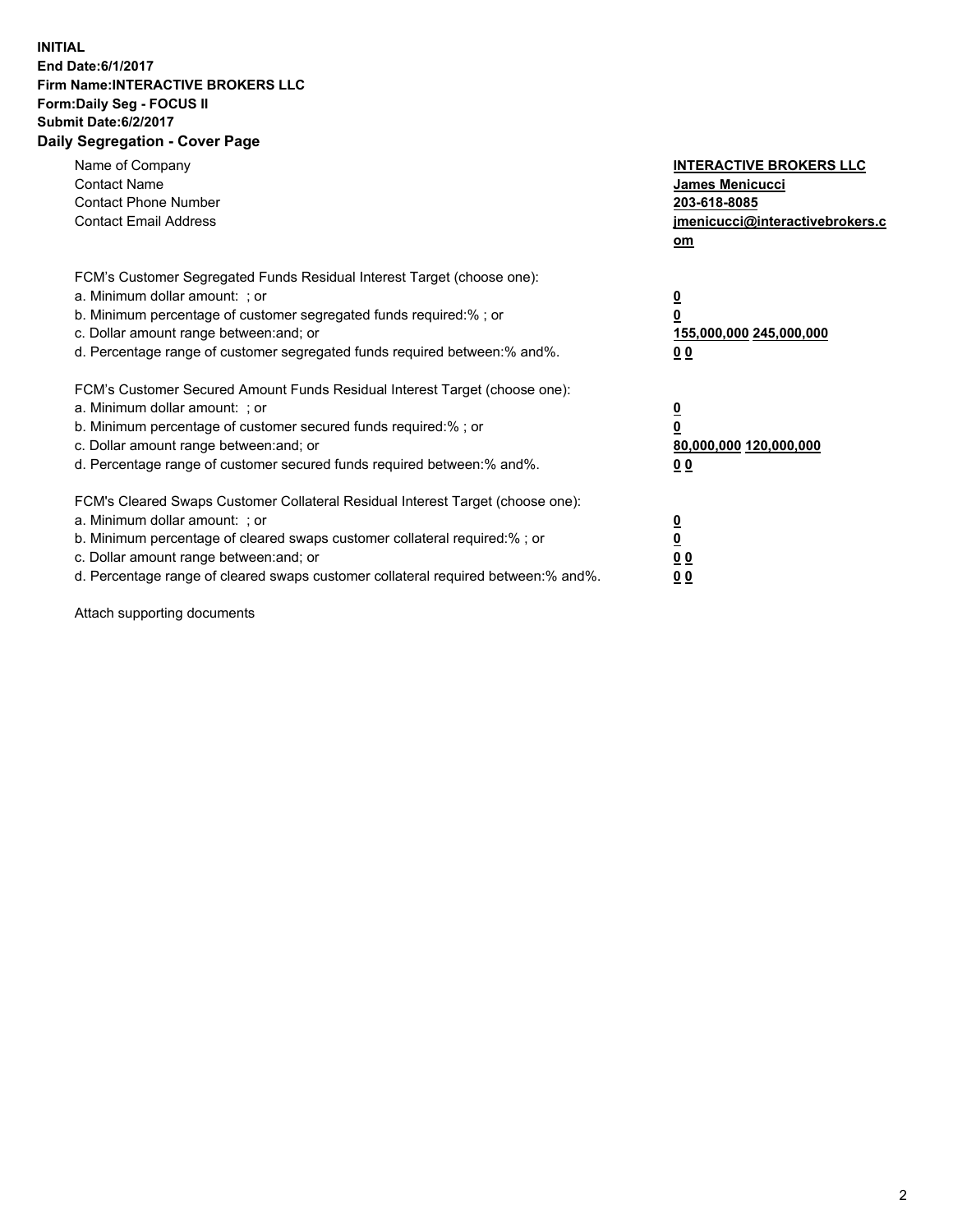**INITIAL**
**End Date:6/1/2017**
**Firm Name:INTERACTIVE BROKERS LLC**
**Form:Daily Seg - FOCUS II**
**Submit Date:6/2/2017**
**Daily Segregation - Cover Page**

| | |
|---|---|
| Name of Company | **INTERACTIVE BROKERS LLC** |
| Contact Name | **James Menicucci** |
| Contact Phone Number | **203-618-8085** |
| Contact Email Address | **jmenicucci@interactivebrokers.com** |

FCM's Customer Segregated Funds Residual Interest Target (choose one):

| | |
|---|---|
| a. Minimum dollar amount: ; or | **0** |
| b. Minimum percentage of customer segregated funds required:% ; or | **0** |
| c. Dollar amount range between:and; or | **155,000,000 245,000,000** |
| d. Percentage range of customer segregated funds required between:% and%. | **0 0** |

FCM's Customer Secured Amount Funds Residual Interest Target (choose one):

| | |
|---|---|
| a. Minimum dollar amount: ; or | **0** |
| b. Minimum percentage of customer secured funds required:% ; or | **0** |
| c. Dollar amount range between:and; or | **80,000,000 120,000,000** |
| d. Percentage range of customer secured funds required between:% and%. | **0 0** |

FCM's Cleared Swaps Customer Collateral Residual Interest Target (choose one):

| | |
|---|---|
| a. Minimum dollar amount: ; or | **0** |
| b. Minimum percentage of cleared swaps customer collateral required:% ; or | **0** |
| c. Dollar amount range between:and; or | **0 0** |
| d. Percentage range of cleared swaps customer collateral required between:% and%. | **0 0** |

Attach supporting documents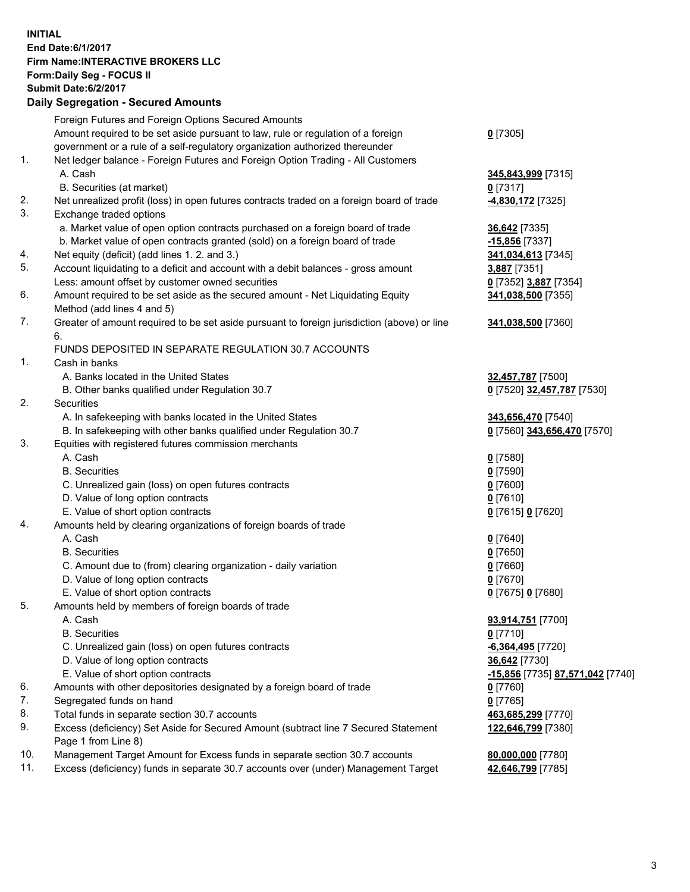**INITIAL**
**End Date:6/1/2017**
**Firm Name:INTERACTIVE BROKERS LLC**
**Form:Daily Seg - FOCUS II**
**Submit Date:6/2/2017**
**Daily Segregation - Secured Amounts**

| | | |
|---|---|---|
| | Foreign Futures and Foreign Options Secured Amounts | |
| | Amount required to be set aside pursuant to law, rule or regulation of a foreign government or a rule of a self-regulatory organization authorized thereunder | **0** [7305] |
| 1. | Net ledger balance - Foreign Futures and Foreign Option Trading - All Customers | |
| | A. Cash | **345,843,999** [7315] |
| | B. Securities (at market) | **0** [7317] |
| 2. | Net unrealized profit (loss) in open futures contracts traded on a foreign board of trade | **-4,830,172** [7325] |
| 3. | Exchange traded options | |
| | a. Market value of open option contracts purchased on a foreign board of trade | **36,642** [7335] |
| | b. Market value of open contracts granted (sold) on a foreign board of trade | **-15,856** [7337] |
| 4. | Net equity (deficit) (add lines 1. 2. and 3.) | **341,034,613** [7345] |
| 5. | Account liquidating to a deficit and account with a debit balances - gross amount | **3,887** [7351] |
| | Less: amount offset by customer owned securities | **0** [7352] **3,887** [7354] |
| 6. | Amount required to be set aside as the secured amount - Net Liquidating Equity Method (add lines 4 and 5) | **341,038,500** [7355] |
| 7. | Greater of amount required to be set aside pursuant to foreign jurisdiction (above) or line 6. | **341,038,500** [7360] |
| | FUNDS DEPOSITED IN SEPARATE REGULATION 30.7 ACCOUNTS | |
| 1. | Cash in banks | |
| | A. Banks located in the United States | **32,457,787** [7500] |
| | B. Other banks qualified under Regulation 30.7 | **0** [7520] **32,457,787** [7530] |
| 2. | Securities | |
| | A. In safekeeping with banks located in the United States | **343,656,470** [7540] |
| | B. In safekeeping with other banks qualified under Regulation 30.7 | **0** [7560] **343,656,470** [7570] |
| 3. | Equities with registered futures commission merchants | |
| | A. Cash | **0** [7580] |
| | B. Securities | **0** [7590] |
| | C. Unrealized gain (loss) on open futures contracts | **0** [7600] |
| | D. Value of long option contracts | **0** [7610] |
| | E. Value of short option contracts | **0** [7615] **0** [7620] |
| 4. | Amounts held by clearing organizations of foreign boards of trade | |
| | A. Cash | **0** [7640] |
| | B. Securities | **0** [7650] |
| | C. Amount due to (from) clearing organization - daily variation | **0** [7660] |
| | D. Value of long option contracts | **0** [7670] |
| | E. Value of short option contracts | **0** [7675] **0** [7680] |
| 5. | Amounts held by members of foreign boards of trade | |
| | A. Cash | **93,914,751** [7700] |
| | B. Securities | **0** [7710] |
| | C. Unrealized gain (loss) on open futures contracts | **-6,364,495** [7720] |
| | D. Value of long option contracts | **36,642** [7730] |
| | E. Value of short option contracts | **-15,856** [7735] **87,571,042** [7740] |
| 6. | Amounts with other depositories designated by a foreign board of trade | **0** [7760] |
| 7. | Segregated funds on hand | **0** [7765] |
| 8. | Total funds in separate section 30.7 accounts | **463,685,299** [7770] |
| 9. | Excess (deficiency) Set Aside for Secured Amount (subtract line 7 Secured Statement Page 1 from Line 8) | **122,646,799** [7380] |
| 10. | Management Target Amount for Excess funds in separate section 30.7 accounts | **80,000,000** [7780] |
| 11. | Excess (deficiency) funds in separate 30.7 accounts over (under) Management Target | **42,646,799** [7785] |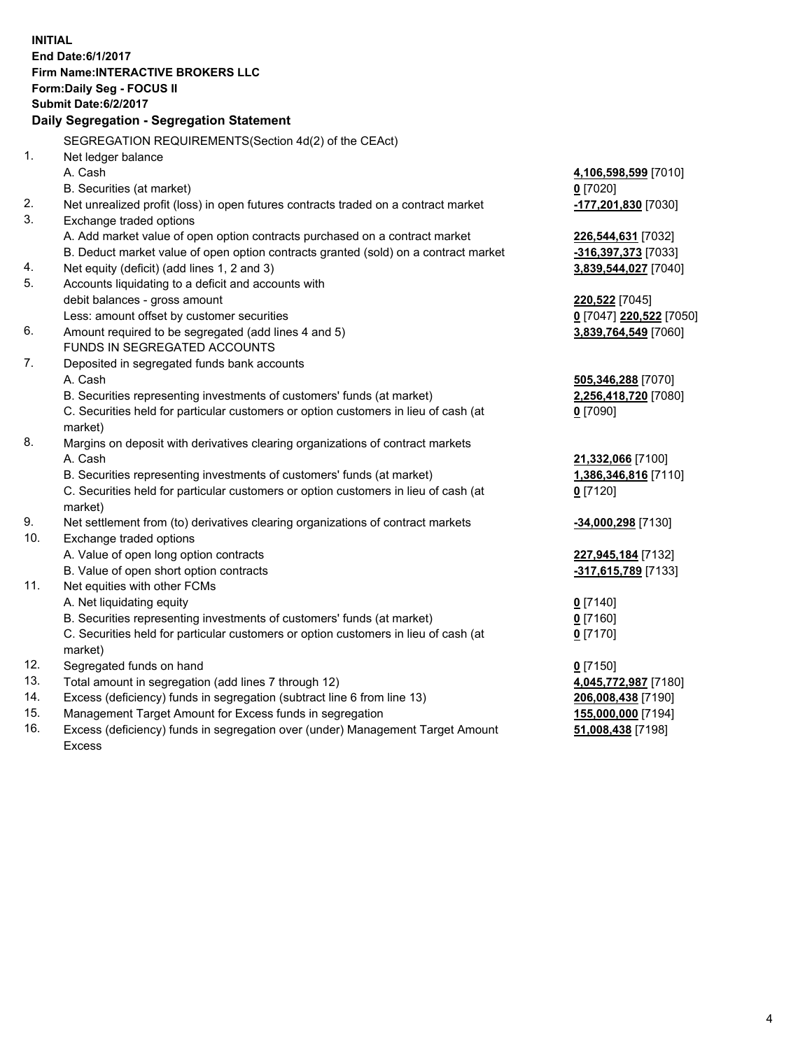**INITIAL**
**End Date:6/1/2017**
**Firm Name:INTERACTIVE BROKERS LLC**
**Form:Daily Seg - FOCUS II**
**Submit Date:6/2/2017**

## Daily Segregation - Segregation Statement

SEGREGATION REQUIREMENTS(Section 4d(2) of the CEAct)

| | | |
|---|---|---|
| 1. | Net ledger balance | |
| | A. Cash | **4,106,598,599** [7010] |
| | B. Securities (at market) | **0** [7020] |
| 2. | Net unrealized profit (loss) in open futures contracts traded on a contract market | **-177,201,830** [7030] |
| 3. | Exchange traded options | |
| | A. Add market value of open option contracts purchased on a contract market | **226,544,631** [7032] |
| | B. Deduct market value of open option contracts granted (sold) on a contract market | **-316,397,373** [7033] |
| 4. | Net equity (deficit) (add lines 1, 2 and 3) | **3,839,544,027** [7040] |
| 5. | Accounts liquidating to a deficit and accounts with | |
| | debit balances - gross amount | **220,522** [7045] |
| | Less: amount offset by customer securities | **0** [7047] **220,522** [7050] |
| 6. | Amount required to be segregated (add lines 4 and 5) | **3,839,764,549** [7060] |
| | FUNDS IN SEGREGATED ACCOUNTS | |
| 7. | Deposited in segregated funds bank accounts | |
| | A. Cash | **505,346,288** [7070] |
| | B. Securities representing investments of customers' funds (at market) | **2,256,418,720** [7080] |
| | C. Securities held for particular customers or option customers in lieu of cash (at market) | **0** [7090] |
| 8. | Margins on deposit with derivatives clearing organizations of contract markets | |
| | A. Cash | **21,332,066** [7100] |
| | B. Securities representing investments of customers' funds (at market) | **1,386,346,816** [7110] |
| | C. Securities held for particular customers or option customers in lieu of cash (at market) | **0** [7120] |
| 9. | Net settlement from (to) derivatives clearing organizations of contract markets | **-34,000,298** [7130] |
| 10. | Exchange traded options | |
| | A. Value of open long option contracts | **227,945,184** [7132] |
| | B. Value of open short option contracts | **-317,615,789** [7133] |
| 11. | Net equities with other FCMs | |
| | A. Net liquidating equity | **0** [7140] |
| | B. Securities representing investments of customers' funds (at market) | **0** [7160] |
| | C. Securities held for particular customers or option customers in lieu of cash (at market) | **0** [7170] |
| 12. | Segregated funds on hand | **0** [7150] |
| 13. | Total amount in segregation (add lines 7 through 12) | **4,045,772,987** [7180] |
| 14. | Excess (deficiency) funds in segregation (subtract line 6 from line 13) | **206,008,438** [7190] |
| 15. | Management Target Amount for Excess funds in segregation | **155,000,000** [7194] |
| 16. | Excess (deficiency) funds in segregation over (under) Management Target Amount Excess | **51,008,438** [7198] |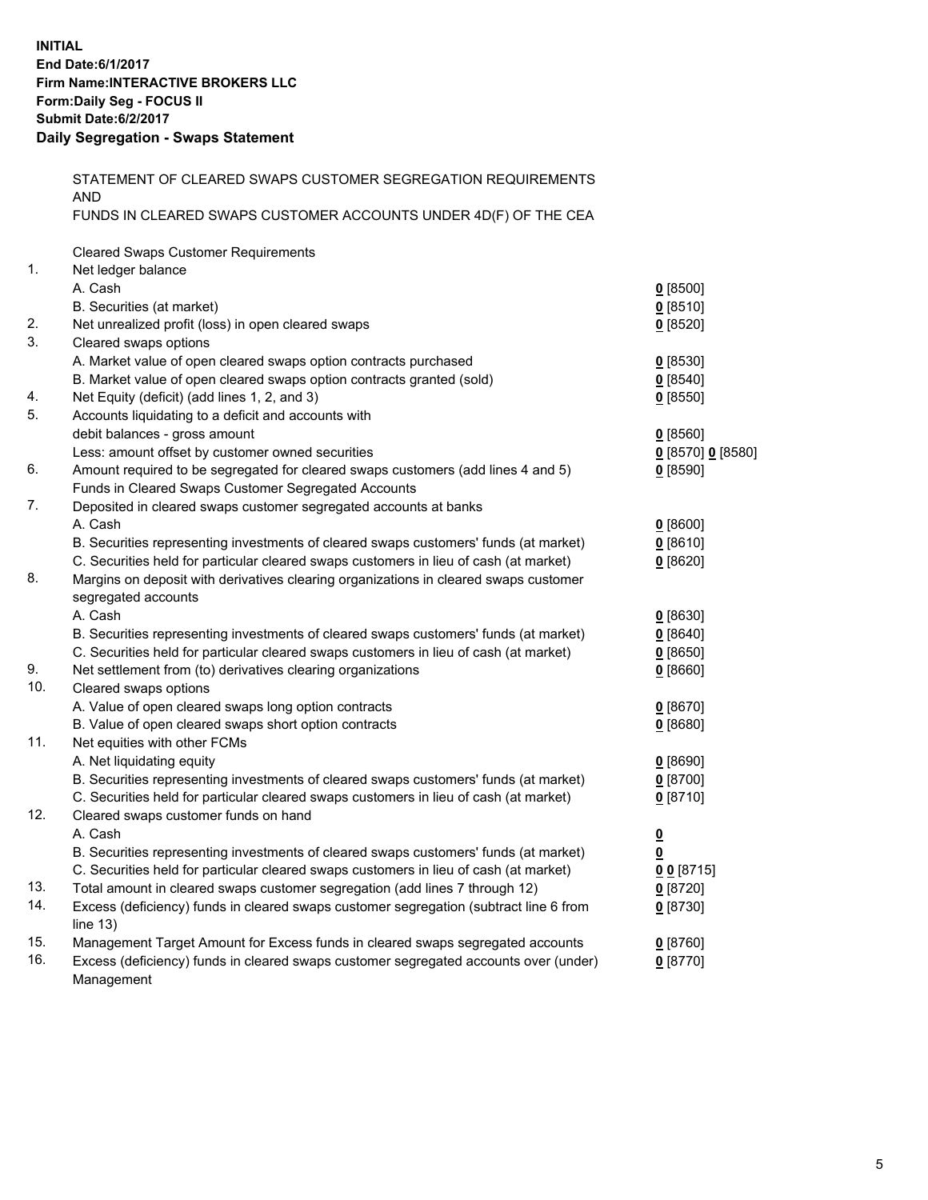**INITIAL**
**End Date:6/1/2017**
**Firm Name:INTERACTIVE BROKERS LLC**
**Form:Daily Seg - FOCUS II**
**Submit Date:6/2/2017**
**Daily Segregation - Swaps Statement**

STATEMENT OF CLEARED SWAPS CUSTOMER SEGREGATION REQUIREMENTS AND FUNDS IN CLEARED SWAPS CUSTOMER ACCOUNTS UNDER 4D(F) OF THE CEA

| | | |
|---|---|---|
| | Cleared Swaps Customer Requirements | |
| 1. | Net ledger balance | |
| | A. Cash | 0 [8500] |
| | B. Securities (at market) | 0 [8510] |
| 2. | Net unrealized profit (loss) in open cleared swaps | 0 [8520] |
| 3. | Cleared swaps options | |
| | A. Market value of open cleared swaps option contracts purchased | 0 [8530] |
| | B. Market value of open cleared swaps option contracts granted (sold) | 0 [8540] |
| 4. | Net Equity (deficit) (add lines 1, 2, and 3) | 0 [8550] |
| 5. | Accounts liquidating to a deficit and accounts with debit balances - gross amount | 0 [8560] |
| | Less: amount offset by customer owned securities | 0 [8570] 0 [8580] |
| 6. | Amount required to be segregated for cleared swaps customers (add lines 4 and 5) | 0 [8590] |
| | Funds in Cleared Swaps Customer Segregated Accounts | |
| 7. | Deposited in cleared swaps customer segregated accounts at banks | |
| | A. Cash | 0 [8600] |
| | B. Securities representing investments of cleared swaps customers' funds (at market) | 0 [8610] |
| | C. Securities held for particular cleared swaps customers in lieu of cash (at market) | 0 [8620] |
| 8. | Margins on deposit with derivatives clearing organizations in cleared swaps customer segregated accounts | |
| | A. Cash | 0 [8630] |
| | B. Securities representing investments of cleared swaps customers' funds (at market) | 0 [8640] |
| | C. Securities held for particular cleared swaps customers in lieu of cash (at market) | 0 [8650] |
| 9. | Net settlement from (to) derivatives clearing organizations | 0 [8660] |
| 10. | Cleared swaps options | |
| | A. Value of open cleared swaps long option contracts | 0 [8670] |
| | B. Value of open cleared swaps short option contracts | 0 [8680] |
| 11. | Net equities with other FCMs | |
| | A. Net liquidating equity | 0 [8690] |
| | B. Securities representing investments of cleared swaps customers' funds (at market) | 0 [8700] |
| | C. Securities held for particular cleared swaps customers in lieu of cash (at market) | 0 [8710] |
| 12. | Cleared swaps customer funds on hand | |
| | A. Cash | 0 |
| | B. Securities representing investments of cleared swaps customers' funds (at market) | 0 |
| | C. Securities held for particular cleared swaps customers in lieu of cash (at market) | 0 0 [8715] |
| 13. | Total amount in cleared swaps customer segregation (add lines 7 through 12) | 0 [8720] |
| 14. | Excess (deficiency) funds in cleared swaps customer segregation (subtract line 6 from line 13) | 0 [8730] |
| 15. | Management Target Amount for Excess funds in cleared swaps segregated accounts | 0 [8760] |
| 16. | Excess (deficiency) funds in cleared swaps customer segregated accounts over (under) Management | 0 [8770] |